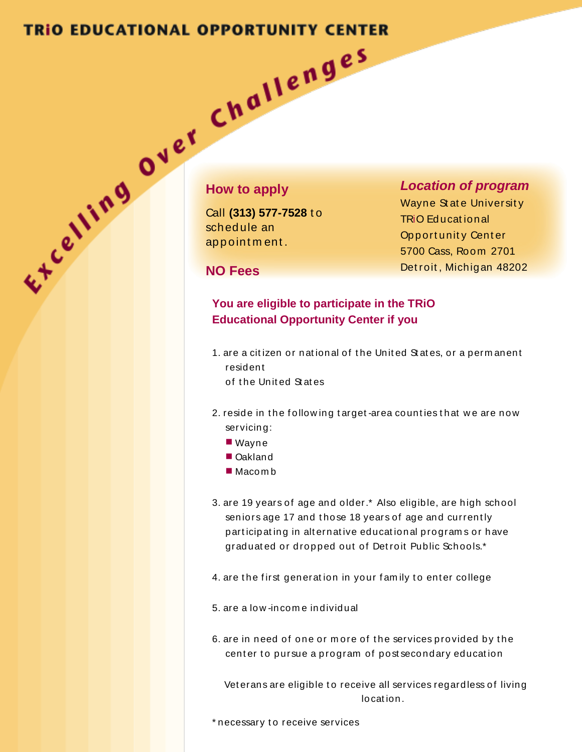# TRiO EDUCATIONAL OPPORTUNITY CENTER

*Excelling Over Challenges*

## How to apply

Call **(313) 577-7528** to schedule an appointment.

## NO Fees

## *Location of program*

Wayne State University
TRiO Educational Opportunity Center
5700 Cass, Room 2701
Detroit, Michigan 48202

### You are eligible to participate in the TRiO Educational Opportunity Center if you

1. are a citizen or national of the United States, or a permanent resident of the United States

2. reside in the following target-area counties that we are now servicing:
   - Wayne
   - Oakland
   - Macomb

3. are 19 years of age and older.* Also eligible, are high school seniors age 17 and those 18 years of age and currently participating in alternative educational programs or have graduated or dropped out of Detroit Public Schools.*

4. are the first generation in your family to enter college

5. are a low-income individual

6. are in need of one or more of the services provided by the center to pursue a program of postsecondary education

Veterans are eligible to receive all services regardless of living location.

* necessary to receive services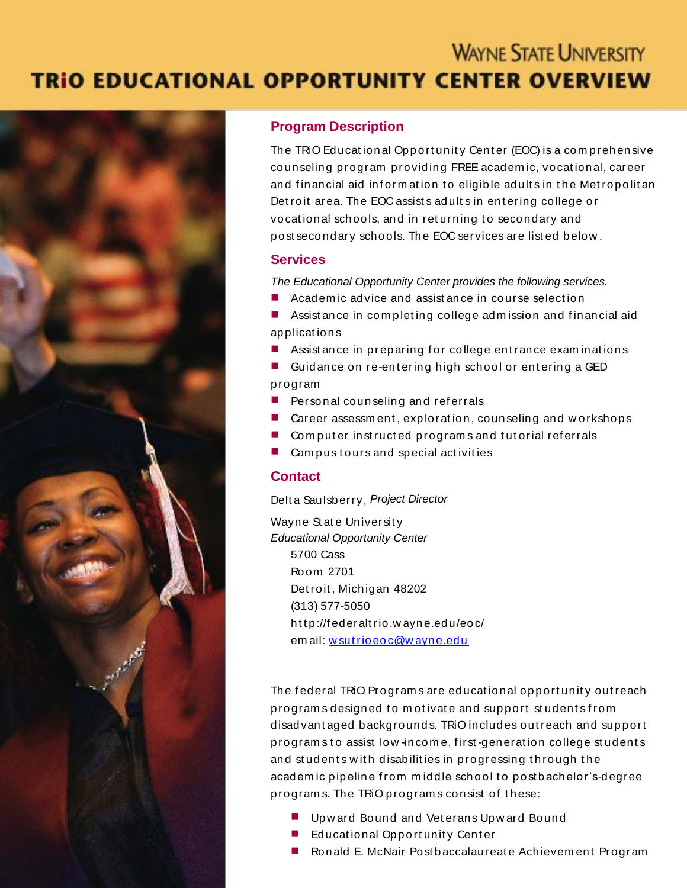# Wayne State University

# TRiO EDUCATIONAL OPPORTUNITY CENTER OVERVIEW

## Program Description

The TRiO Educational Opportunity Center (EOC) is a comprehensive counseling program providing FREE academic, vocational, career and financial aid information to eligible adults in the Metropolitan Detroit area. The EOC assists adults in entering college or vocational schools, and in returning to secondary and postsecondary schools. The EOC services are listed below.

## Services

*The Educational Opportunity Center provides the following services.*

- Academic advice and assistance in course selection
- Assistance in completing college admission and financial aid applications
- Assistance in preparing for college entrance examinations
- Guidance on re-entering high school or entering a GED program
- Personal counseling and referrals
- Career assessment, exploration, counseling and workshops
- Computer instructed programs and tutorial referrals
- Campus tours and special activities

## Contact

Delta Saulsberry, *Project Director*

Wayne State University
*Educational Opportunity Center*
5700 Cass
Room 2701
Detroit, Michigan 48202
(313) 577-5050
http://federaltrio.wayne.edu/eoc/
email: wsutrioeoc@wayne.edu

The federal TRiO Programs are educational opportunity outreach programs designed to motivate and support students from disadvantaged backgrounds. TRiO includes outreach and support programs to assist low-income, first-generation college students and students with disabilities in progressing through the academic pipeline from middle school to postbachelor's-degree programs. The TRiO programs consist of these:

- Upward Bound and Veterans Upward Bound
- Educational Opportunity Center
- Ronald E. McNair Postbaccalaureate Achievement Program